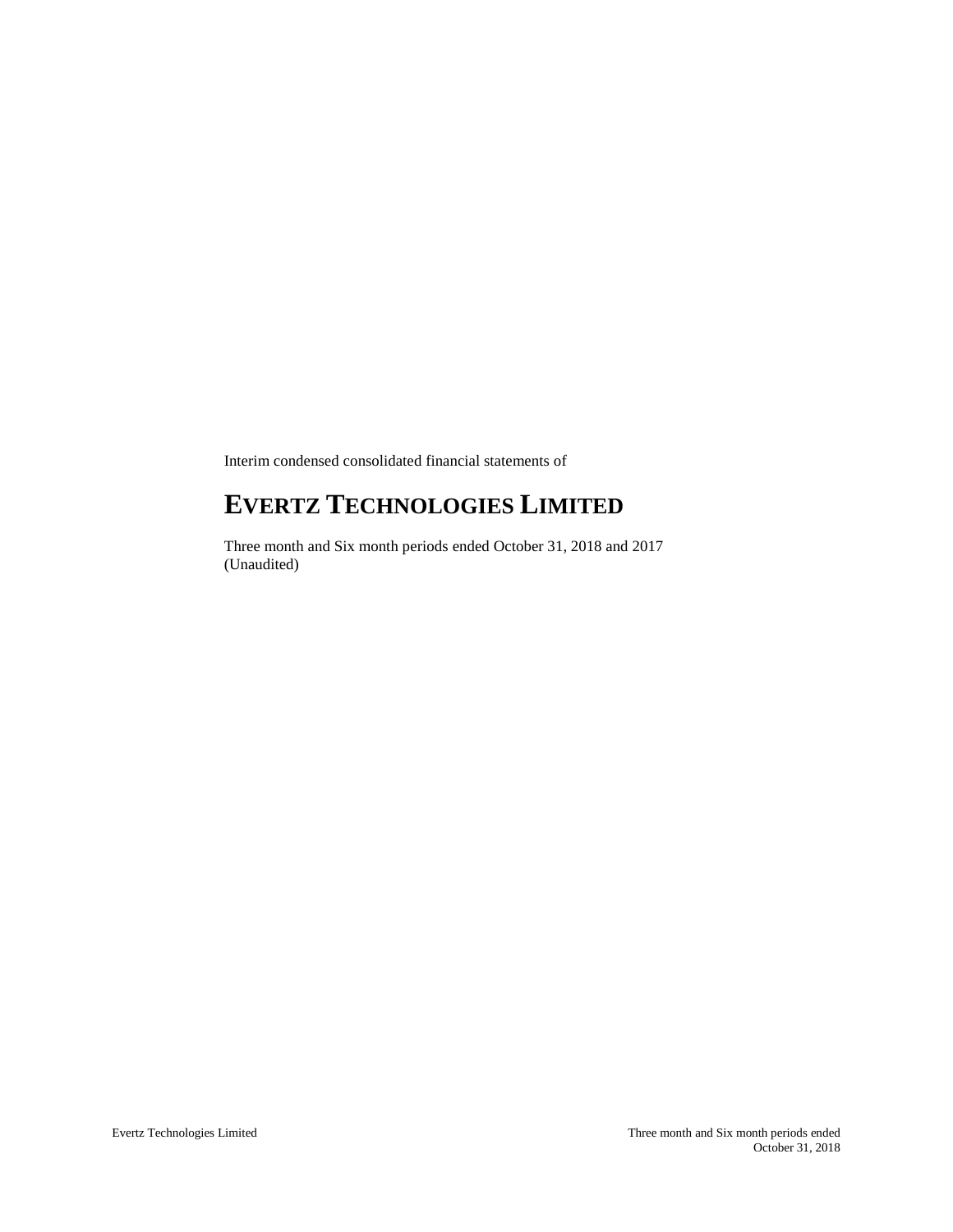Interim condensed consolidated financial statements of

# EVERTZ TECHNOLOGIES LIMITED

Three month and Six month periods ended October 31, 2018 and 2017
(Unaudited)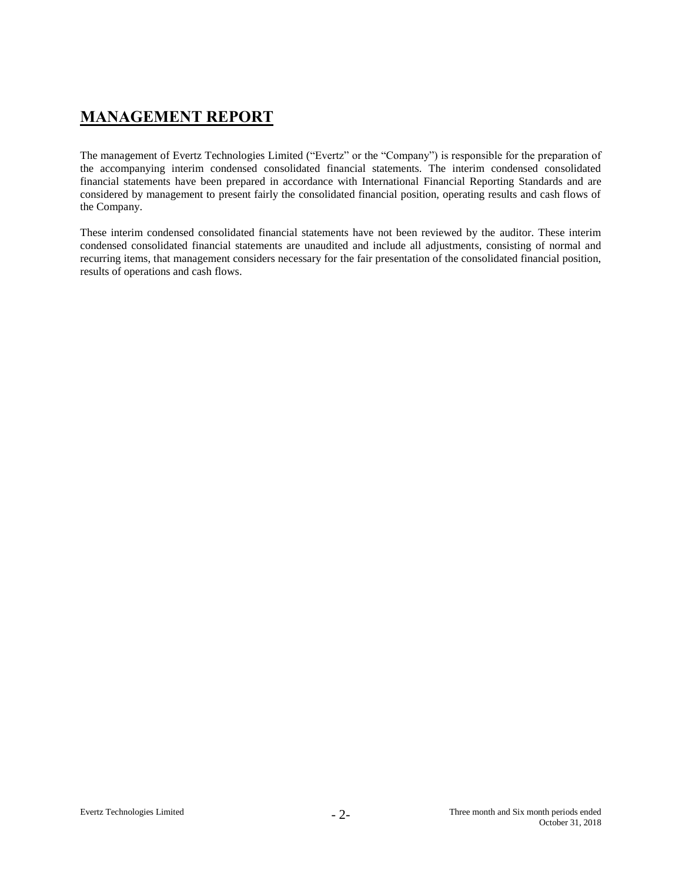# MANAGEMENT REPORT

The management of Evertz Technologies Limited ("Evertz" or the "Company") is responsible for the preparation of the accompanying interim condensed consolidated financial statements. The interim condensed consolidated financial statements have been prepared in accordance with International Financial Reporting Standards and are considered by management to present fairly the consolidated financial position, operating results and cash flows of the Company.

These interim condensed consolidated financial statements have not been reviewed by the auditor. These interim condensed consolidated financial statements are unaudited and include all adjustments, consisting of normal and recurring items, that management considers necessary for the fair presentation of the consolidated financial position, results of operations and cash flows.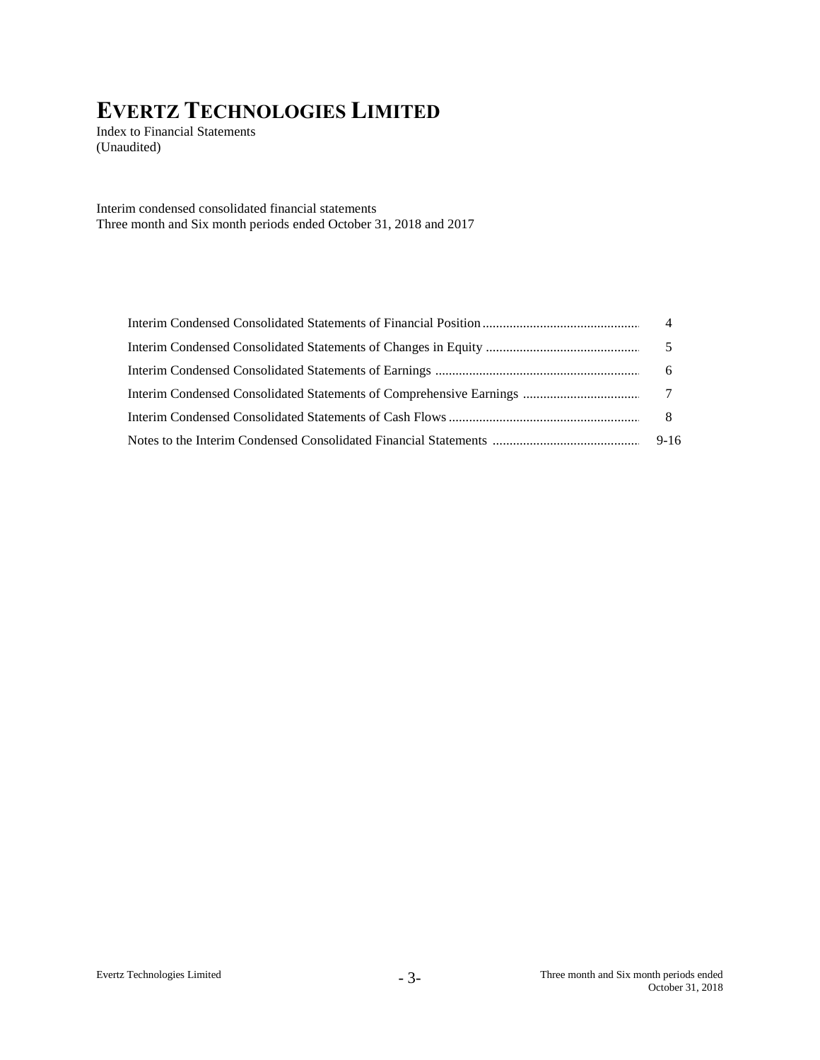# EVERTZ TECHNOLOGIES LIMITED

Index to Financial Statements
(Unaudited)

Interim condensed consolidated financial statements
Three month and Six month periods ended October 31, 2018 and 2017

| | |
|---|---|
| Interim Condensed Consolidated Statements of Financial Position | 4 |
| Interim Condensed Consolidated Statements of Changes in Equity | 5 |
| Interim Condensed Consolidated Statements of Earnings | 6 |
| Interim Condensed Consolidated Statements of Comprehensive Earnings | 7 |
| Interim Condensed Consolidated Statements of Cash Flows | 8 |
| Notes to the Interim Condensed Consolidated Financial Statements | 9-16 |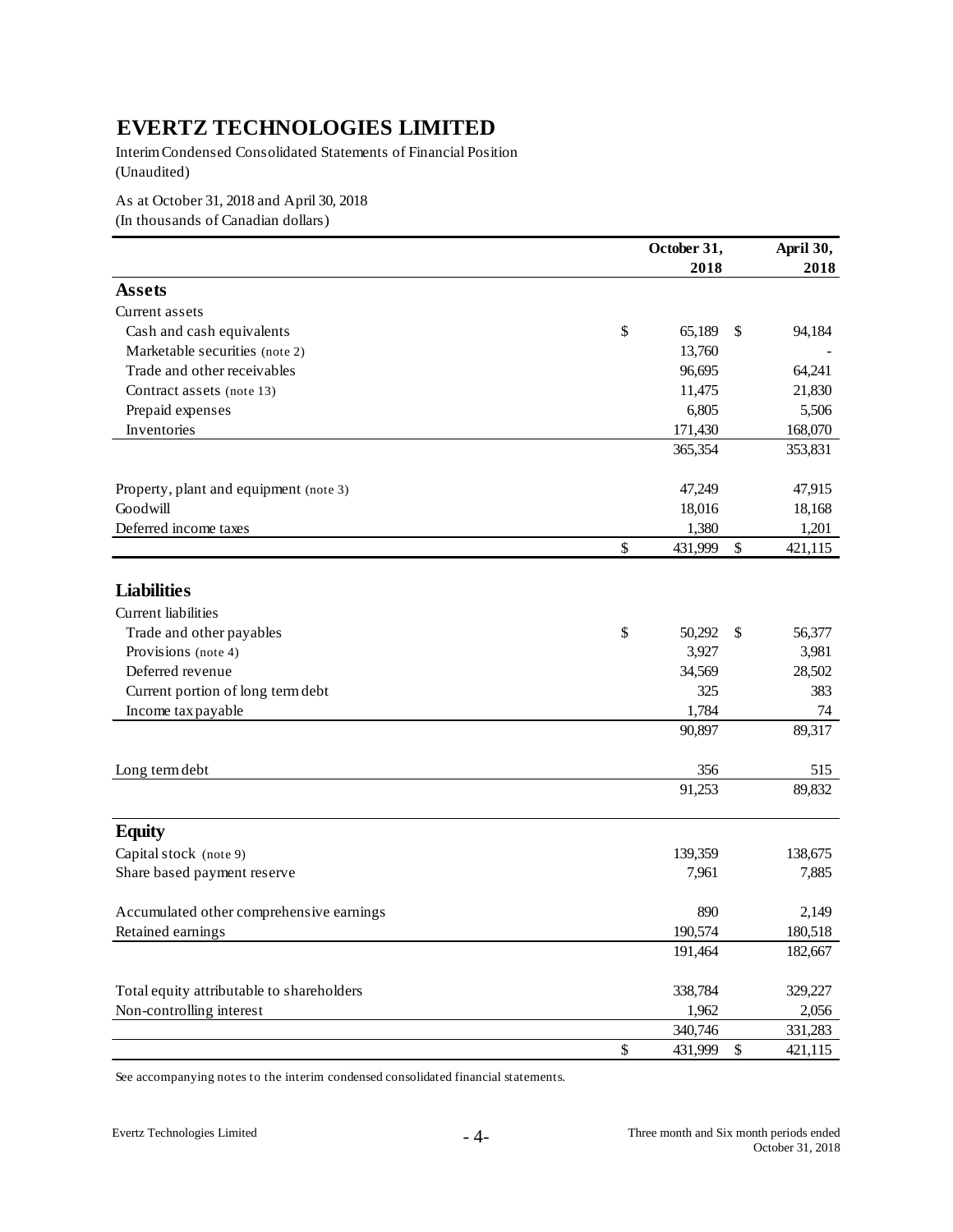# EVERTZ TECHNOLOGIES LIMITED

Interim Condensed Consolidated Statements of Financial Position
(Unaudited)

As at October 31, 2018 and April 30, 2018
(In thousands of Canadian dollars)

| | October 31, 2018 | April 30, 2018 |
|---|---|---|
| **Assets** | | |
| Current assets | | |
| Cash and cash equivalents | $ 65,189 | $ 94,184 |
| Marketable securities (note 2) | 13,760 | - |
| Trade and other receivables | 96,695 | 64,241 |
| Contract assets (note 13) | 11,475 | 21,830 |
| Prepaid expenses | 6,805 | 5,506 |
| Inventories | 171,430 | 168,070 |
| | 365,354 | 353,831 |
| Property, plant and equipment (note 3) | 47,249 | 47,915 |
| Goodwill | 18,016 | 18,168 |
| Deferred income taxes | 1,380 | 1,201 |
| | $ 431,999 | $ 421,115 |
| **Liabilities** | | |
| Current liabilities | | |
| Trade and other payables | $ 50,292 | $ 56,377 |
| Provisions (note 4) | 3,927 | 3,981 |
| Deferred revenue | 34,569 | 28,502 |
| Current portion of long term debt | 325 | 383 |
| Income tax payable | 1,784 | 74 |
| | 90,897 | 89,317 |
| Long term debt | 356 | 515 |
| | 91,253 | 89,832 |
| **Equity** | | |
| Capital stock (note 9) | 139,359 | 138,675 |
| Share based payment reserve | 7,961 | 7,885 |
| Accumulated other comprehensive earnings | 890 | 2,149 |
| Retained earnings | 190,574 | 180,518 |
| | 191,464 | 182,667 |
| Total equity attributable to shareholders | 338,784 | 329,227 |
| Non-controlling interest | 1,962 | 2,056 |
| | 340,746 | 331,283 |
| | $ 431,999 | $ 421,115 |

See accompanying notes to the interim condensed consolidated financial statements.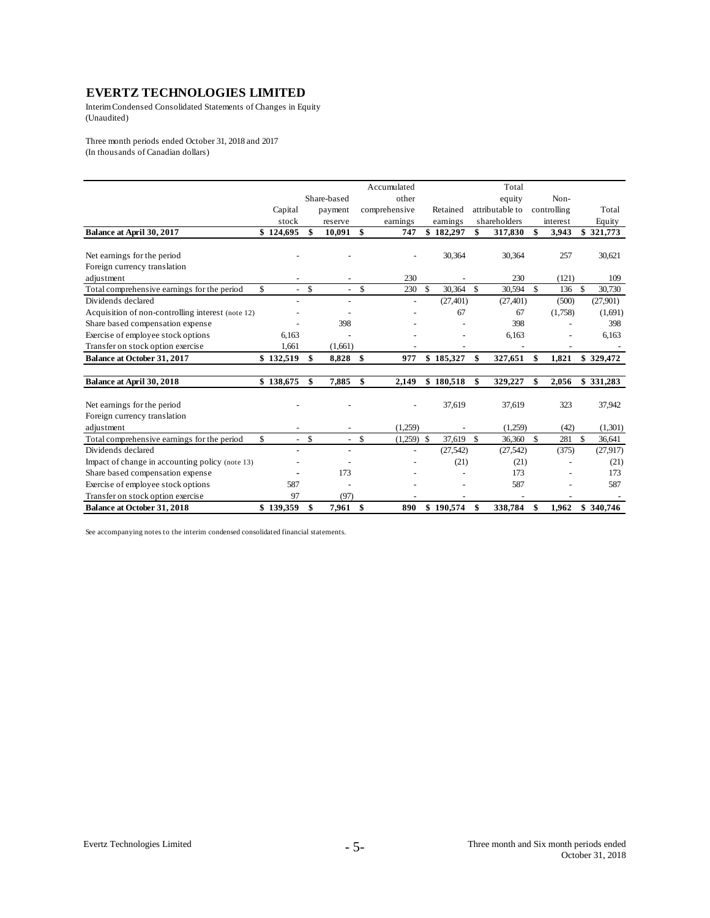# EVERTZ TECHNOLOGIES LIMITED

Interim Condensed Consolidated Statements of Changes in Equity
(Unaudited)

Three month periods ended October 31, 2018 and 2017
(In thousands of Canadian dollars)

| | Capital stock | Share-based payment reserve | Accumulated other comprehensive earnings | Retained earnings | Total equity attributable to shareholders | Non-controlling interest | Total Equity |
|---|---|---|---|---|---|---|---|
| **Balance at April 30, 2017** | **$ 124,695** | **$ 10,091** | **$ 747** | **$ 182,297** | **$ 317,830** | **$ 3,943** | **$ 321,773** |
| Net earnings for the period | - | - | - | 30,364 | 30,364 | 257 | 30,621 |
| Foreign currency translation adjustment | - | - | 230 | - | 230 | (121) | 109 |
| Total comprehensive earnings for the period | $ - | $ - | $ 230 | $ 30,364 | $ 30,594 | $ 136 | $ 30,730 |
| Dividends declared | - | - | - | (27,401) | (27,401) | (500) | (27,901) |
| Acquisition of non-controlling interest (note 12) | - | - | - | 67 | 67 | (1,758) | (1,691) |
| Share based compensation expense | - | 398 | - | - | 398 | - | 398 |
| Exercise of employee stock options | 6,163 | - | - | - | 6,163 | - | 6,163 |
| Transfer on stock option exercise | 1,661 | (1,661) | - | - | - | - | - |
| **Balance at October 31, 2017** | **$ 132,519** | **$ 8,828** | **$ 977** | **$ 185,327** | **$ 327,651** | **$ 1,821** | **$ 329,472** |
| **Balance at April 30, 2018** | **$ 138,675** | **$ 7,885** | **$ 2,149** | **$ 180,518** | **$ 329,227** | **$ 2,056** | **$ 331,283** |
| Net earnings for the period | - | - | - | 37,619 | 37,619 | 323 | 37,942 |
| Foreign currency translation adjustment | - | - | (1,259) | - | (1,259) | (42) | (1,301) |
| Total comprehensive earnings for the period | $ - | $ - | $ (1,259) | $ 37,619 | $ 36,360 | $ 281 | $ 36,641 |
| Dividends declared | - | - | - | (27,542) | (27,542) | (375) | (27,917) |
| Impact of change in accounting policy (note 13) | - | - | - | (21) | (21) | - | (21) |
| Share based compensation expense | - | 173 | - | - | 173 | - | 173 |
| Exercise of employee stock options | 587 | - | - | - | 587 | - | 587 |
| Transfer on stock option exercise | 97 | (97) | - | - | - | - | - |
| **Balance at October 31, 2018** | **$ 139,359** | **$ 7,961** | **$ 890** | **$ 190,574** | **$ 338,784** | **$ 1,962** | **$ 340,746** |

See accompanying notes to the interim condensed consolidated financial statements.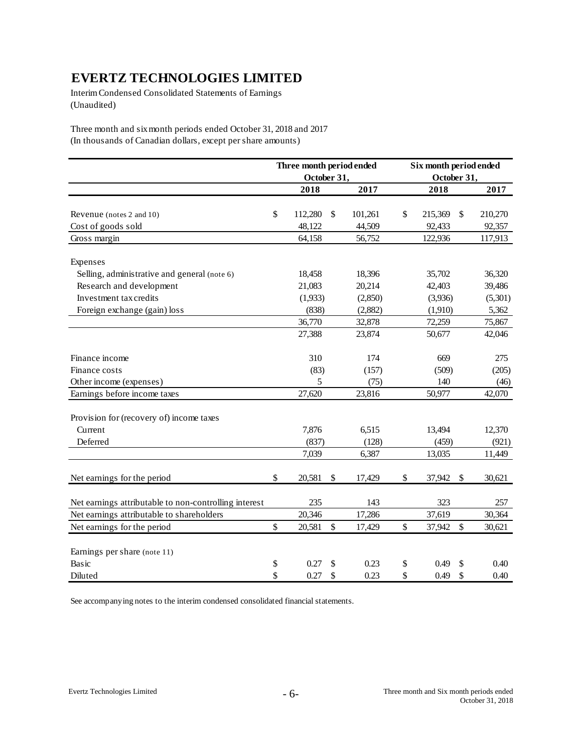# EVERTZ TECHNOLOGIES LIMITED

Interim Condensed Consolidated Statements of Earnings
(Unaudited)

Three month and six month periods ended October 31, 2018 and 2017
(In thousands of Canadian dollars, except per share amounts)

| | Three month period ended October 31, | | Six month period ended October 31, | |
|---|---|---|---|---|
| | 2018 | 2017 | 2018 | 2017 |
| Revenue (notes 2 and 10) | $ 112,280 | $ 101,261 | $ 215,369 | $ 210,270 |
| Cost of goods sold | 48,122 | 44,509 | 92,433 | 92,357 |
| Gross margin | 64,158 | 56,752 | 122,936 | 117,913 |
| Expenses | | | | |
| Selling, administrative and general (note 6) | 18,458 | 18,396 | 35,702 | 36,320 |
| Research and development | 21,083 | 20,214 | 42,403 | 39,486 |
| Investment tax credits | (1,933) | (2,850) | (3,936) | (5,301) |
| Foreign exchange (gain) loss | (838) | (2,882) | (1,910) | 5,362 |
| | 36,770 | 32,878 | 72,259 | 75,867 |
| | 27,388 | 23,874 | 50,677 | 42,046 |
| Finance income | 310 | 174 | 669 | 275 |
| Finance costs | (83) | (157) | (509) | (205) |
| Other income (expenses) | 5 | (75) | 140 | (46) |
| Earnings before income taxes | 27,620 | 23,816 | 50,977 | 42,070 |
| Provision for (recovery of) income taxes | | | | |
| Current | 7,876 | 6,515 | 13,494 | 12,370 |
| Deferred | (837) | (128) | (459) | (921) |
| | 7,039 | 6,387 | 13,035 | 11,449 |
| Net earnings for the period | $ 20,581 | $ 17,429 | $ 37,942 | $ 30,621 |
| Net earnings attributable to non-controlling interest | 235 | 143 | 323 | 257 |
| Net earnings attributable to shareholders | 20,346 | 17,286 | 37,619 | 30,364 |
| Net earnings for the period | $ 20,581 | $ 17,429 | $ 37,942 | $ 30,621 |
| Earnings per share (note 11) | | | | |
| Basic | $ 0.27 | $ 0.23 | $ 0.49 | $ 0.40 |
| Diluted | $ 0.27 | $ 0.23 | $ 0.49 | $ 0.40 |

See accompanying notes to the interim condensed consolidated financial statements.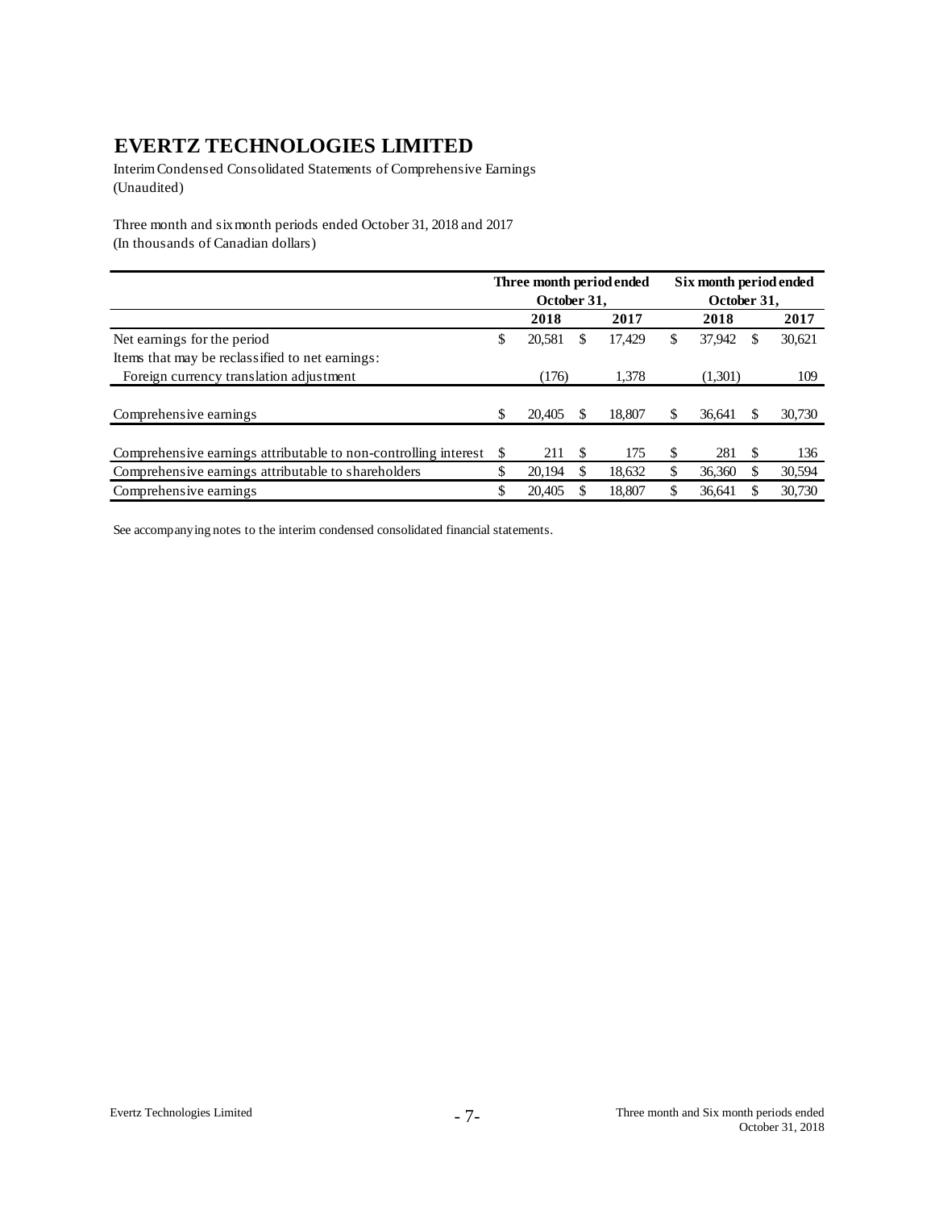# EVERTZ TECHNOLOGIES LIMITED

Interim Condensed Consolidated Statements of Comprehensive Earnings
(Unaudited)

Three month and six month periods ended October 31, 2018 and 2017
(In thousands of Canadian dollars)

| | Three month period ended October 31, | | Six month period ended October 31, | |
|---|---|---|---|---|
| | **2018** | **2017** | **2018** | **2017** |
| Net earnings for the period | $ 20,581 | $ 17,429 | $ 37,942 | $ 30,621 |
| Items that may be reclassified to net earnings: | | | | |
| Foreign currency translation adjustment | (176) | 1,378 | (1,301) | 109 |
| Comprehensive earnings | $ 20,405 | $ 18,807 | $ 36,641 | $ 30,730 |
| Comprehensive earnings attributable to non-controlling interest | $ 211 | $ 175 | $ 281 | $ 136 |
| Comprehensive earnings attributable to shareholders | $ 20,194 | $ 18,632 | $ 36,360 | $ 30,594 |
| Comprehensive earnings | $ 20,405 | $ 18,807 | $ 36,641 | $ 30,730 |

See accompanying notes to the interim condensed consolidated financial statements.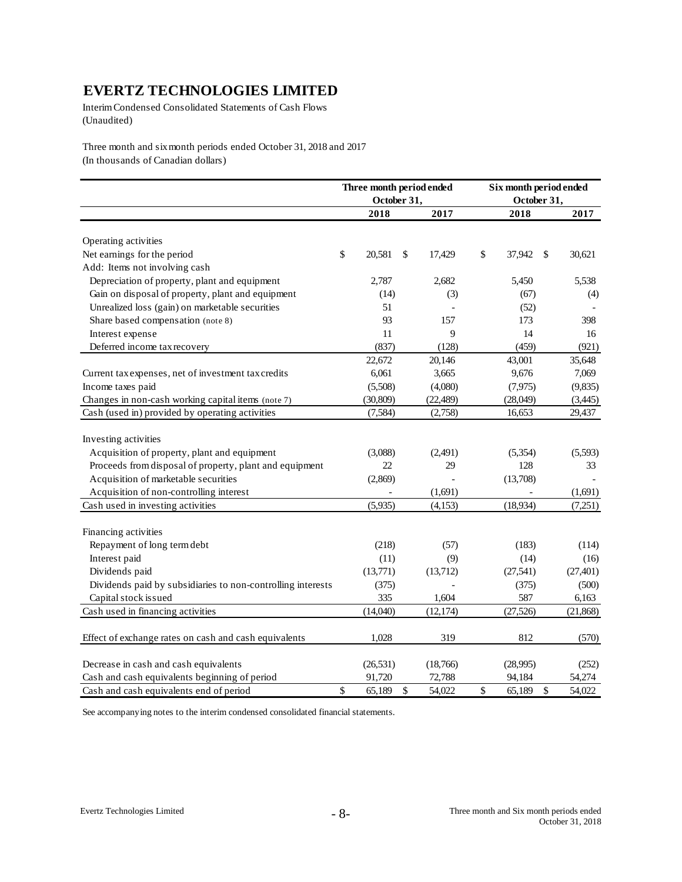# EVERTZ TECHNOLOGIES LIMITED

Interim Condensed Consolidated Statements of Cash Flows
(Unaudited)

Three month and six month periods ended October 31, 2018 and 2017
(In thousands of Canadian dollars)

| | Three month period ended October 31, | | Six month period ended October 31, | |
|---|---|---|---|---|
| | **2018** | **2017** | **2018** | **2017** |
| Operating activities | | | | |
| Net earnings for the period | $ 20,581 | $ 17,429 | $ 37,942 | $ 30,621 |
| Add: Items not involving cash | | | | |
| Depreciation of property, plant and equipment | 2,787 | 2,682 | 5,450 | 5,538 |
| Gain on disposal of property, plant and equipment | (14) | (3) | (67) | (4) |
| Unrealized loss (gain) on marketable securities | 51 | - | (52) | - |
| Share based compensation (note 8) | 93 | 157 | 173 | 398 |
| Interest expense | 11 | 9 | 14 | 16 |
| Deferred income tax recovery | (837) | (128) | (459) | (921) |
| | 22,672 | 20,146 | 43,001 | 35,648 |
| Current tax expenses, net of investment tax credits | 6,061 | 3,665 | 9,676 | 7,069 |
| Income taxes paid | (5,508) | (4,080) | (7,975) | (9,835) |
| Changes in non-cash working capital items (note 7) | (30,809) | (22,489) | (28,049) | (3,445) |
| Cash (used in) provided by operating activities | (7,584) | (2,758) | 16,653 | 29,437 |
| Investing activities | | | | |
| Acquisition of property, plant and equipment | (3,088) | (2,491) | (5,354) | (5,593) |
| Proceeds from disposal of property, plant and equipment | 22 | 29 | 128 | 33 |
| Acquisition of marketable securities | (2,869) | - | (13,708) | - |
| Acquisition of non-controlling interest | - | (1,691) | - | (1,691) |
| Cash used in investing activities | (5,935) | (4,153) | (18,934) | (7,251) |
| Financing activities | | | | |
| Repayment of long term debt | (218) | (57) | (183) | (114) |
| Interest paid | (11) | (9) | (14) | (16) |
| Dividends paid | (13,771) | (13,712) | (27,541) | (27,401) |
| Dividends paid by subsidiaries to non-controlling interests | (375) | - | (375) | (500) |
| Capital stock issued | 335 | 1,604 | 587 | 6,163 |
| Cash used in financing activities | (14,040) | (12,174) | (27,526) | (21,868) |
| Effect of exchange rates on cash and cash equivalents | 1,028 | 319 | 812 | (570) |
| Decrease in cash and cash equivalents | (26,531) | (18,766) | (28,995) | (252) |
| Cash and cash equivalents beginning of period | 91,720 | 72,788 | 94,184 | 54,274 |
| Cash and cash equivalents end of period | $ 65,189 | $ 54,022 | $ 65,189 | $ 54,022 |

See accompanying notes to the interim condensed consolidated financial statements.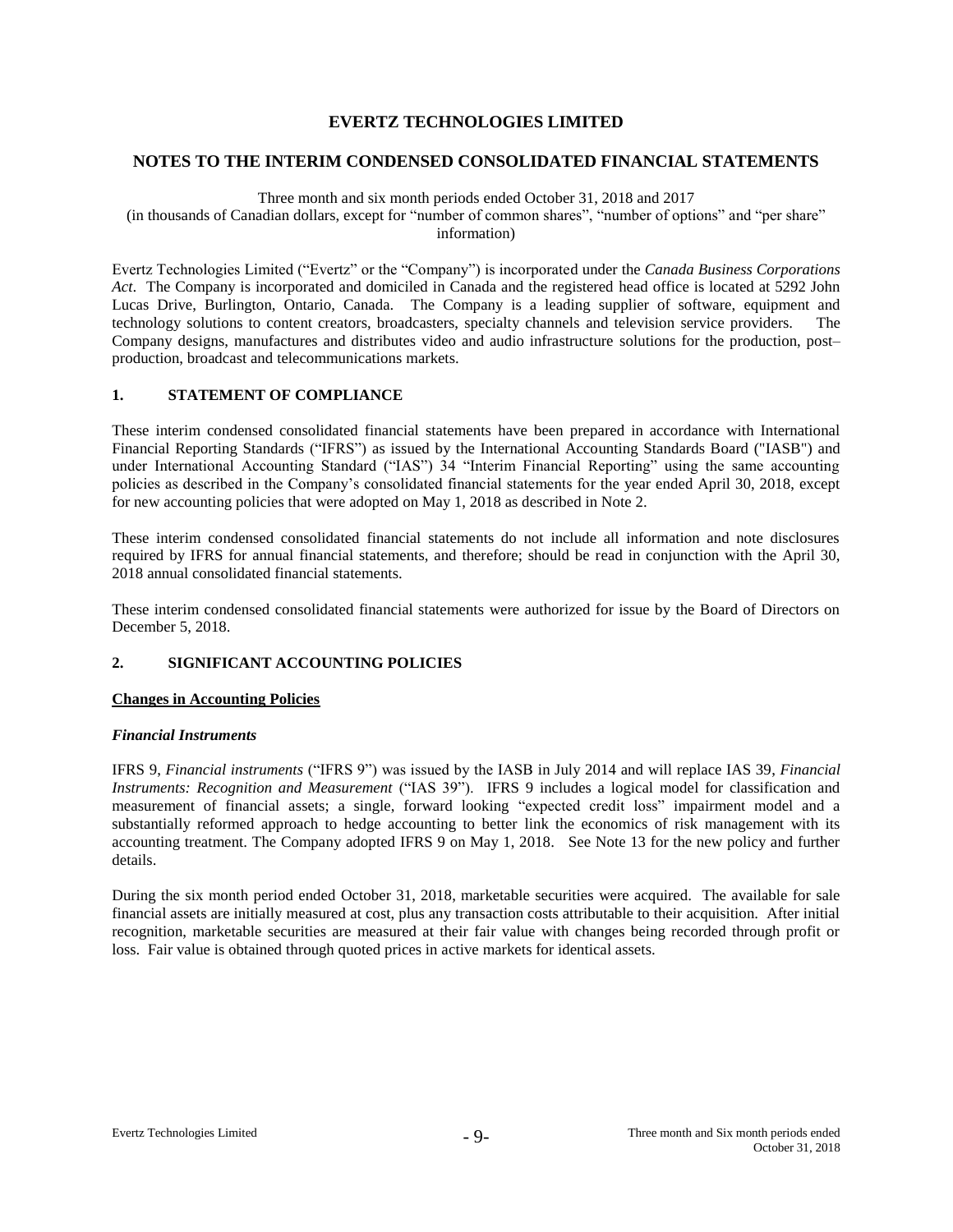# EVERTZ TECHNOLOGIES LIMITED

## NOTES TO THE INTERIM CONDENSED CONSOLIDATED FINANCIAL STATEMENTS

Three month and six month periods ended October 31, 2018 and 2017
(in thousands of Canadian dollars, except for "number of common shares", "number of options" and "per share" information)

Evertz Technologies Limited ("Evertz" or the "Company") is incorporated under the *Canada Business Corporations Act*. The Company is incorporated and domiciled in Canada and the registered head office is located at 5292 John Lucas Drive, Burlington, Ontario, Canada. The Company is a leading supplier of software, equipment and technology solutions to content creators, broadcasters, specialty channels and television service providers. The Company designs, manufactures and distributes video and audio infrastructure solutions for the production, post–production, broadcast and telecommunications markets.

### 1. STATEMENT OF COMPLIANCE

These interim condensed consolidated financial statements have been prepared in accordance with International Financial Reporting Standards ("IFRS") as issued by the International Accounting Standards Board ("IASB") and under International Accounting Standard ("IAS") 34 "Interim Financial Reporting" using the same accounting policies as described in the Company's consolidated financial statements for the year ended April 30, 2018, except for new accounting policies that were adopted on May 1, 2018 as described in Note 2.

These interim condensed consolidated financial statements do not include all information and note disclosures required by IFRS for annual financial statements, and therefore; should be read in conjunction with the April 30, 2018 annual consolidated financial statements.

These interim condensed consolidated financial statements were authorized for issue by the Board of Directors on December 5, 2018.

### 2. SIGNIFICANT ACCOUNTING POLICIES

**Changes in Accounting Policies**

***Financial Instruments***

IFRS 9, *Financial instruments* ("IFRS 9") was issued by the IASB in July 2014 and will replace IAS 39, *Financial Instruments: Recognition and Measurement* ("IAS 39"). IFRS 9 includes a logical model for classification and measurement of financial assets; a single, forward looking "expected credit loss" impairment model and a substantially reformed approach to hedge accounting to better link the economics of risk management with its accounting treatment. The Company adopted IFRS 9 on May 1, 2018. See Note 13 for the new policy and further details.

During the six month period ended October 31, 2018, marketable securities were acquired. The available for sale financial assets are initially measured at cost, plus any transaction costs attributable to their acquisition. After initial recognition, marketable securities are measured at their fair value with changes being recorded through profit or loss. Fair value is obtained through quoted prices in active markets for identical assets.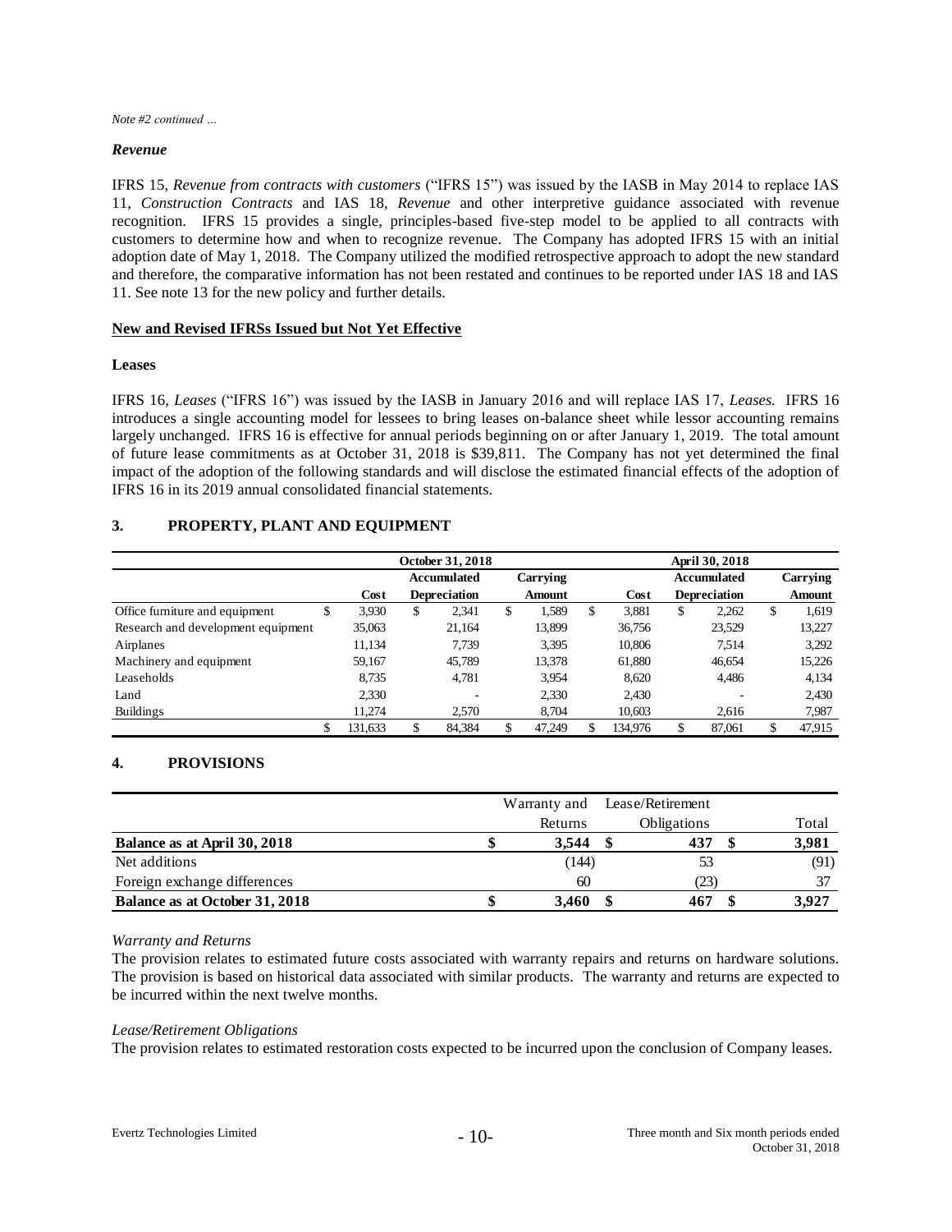*Note #2 continued …*

***Revenue***

IFRS 15, *Revenue from contracts with customers* ("IFRS 15") was issued by the IASB in May 2014 to replace IAS 11, *Construction Contracts* and IAS 18, *Revenue* and other interpretive guidance associated with revenue recognition. IFRS 15 provides a single, principles-based five-step model to be applied to all contracts with customers to determine how and when to recognize revenue. The Company has adopted IFRS 15 with an initial adoption date of May 1, 2018. The Company utilized the modified retrospective approach to adopt the new standard and therefore, the comparative information has not been restated and continues to be reported under IAS 18 and IAS 11. See note 13 for the new policy and further details.

**New and Revised IFRSs Issued but Not Yet Effective**

**Leases**

IFRS 16, *Leases* ("IFRS 16") was issued by the IASB in January 2016 and will replace IAS 17, *Leases.* IFRS 16 introduces a single accounting model for lessees to bring leases on-balance sheet while lessor accounting remains largely unchanged. IFRS 16 is effective for annual periods beginning on or after January 1, 2019. The total amount of future lease commitments as at October 31, 2018 is $39,811. The Company has not yet determined the final impact of the adoption of the following standards and will disclose the estimated financial effects of the adoption of IFRS 16 in its 2019 annual consolidated financial statements.

## 3. PROPERTY, PLANT AND EQUIPMENT

| | October 31, 2018 | | | April 30, 2018 | | |
|---|---|---|---|---|---|---|
| | Cost | Accumulated Depreciation | Carrying Amount | Cost | Accumulated Depreciation | Carrying Amount |
| Office furniture and equipment | $ 3,930 | $ 2,341 | $ 1,589 | $ 3,881 | $ 2,262 | $ 1,619 |
| Research and development equipment | 35,063 | 21,164 | 13,899 | 36,756 | 23,529 | 13,227 |
| Airplanes | 11,134 | 7,739 | 3,395 | 10,806 | 7,514 | 3,292 |
| Machinery and equipment | 59,167 | 45,789 | 13,378 | 61,880 | 46,654 | 15,226 |
| Leaseholds | 8,735 | 4,781 | 3,954 | 8,620 | 4,486 | 4,134 |
| Land | 2,330 | - | 2,330 | 2,430 | - | 2,430 |
| Buildings | 11,274 | 2,570 | 8,704 | 10,603 | 2,616 | 7,987 |
| | $ 131,633 | $ 84,384 | $ 47,249 | $ 134,976 | $ 87,061 | $ 47,915 |

## 4. PROVISIONS

| | Warranty and Returns | Lease/Retirement Obligations | Total |
|---|---|---|---|
| **Balance as at April 30, 2018** | **$ 3,544** | **$ 437** | **$ 3,981** |
| Net additions | (144) | 53 | (91) |
| Foreign exchange differences | 60 | (23) | 37 |
| **Balance as at October 31, 2018** | **$ 3,460** | **$ 467** | **$ 3,927** |

*Warranty and Returns*

The provision relates to estimated future costs associated with warranty repairs and returns on hardware solutions. The provision is based on historical data associated with similar products. The warranty and returns are expected to be incurred within the next twelve months.

*Lease/Retirement Obligations*

The provision relates to estimated restoration costs expected to be incurred upon the conclusion of Company leases.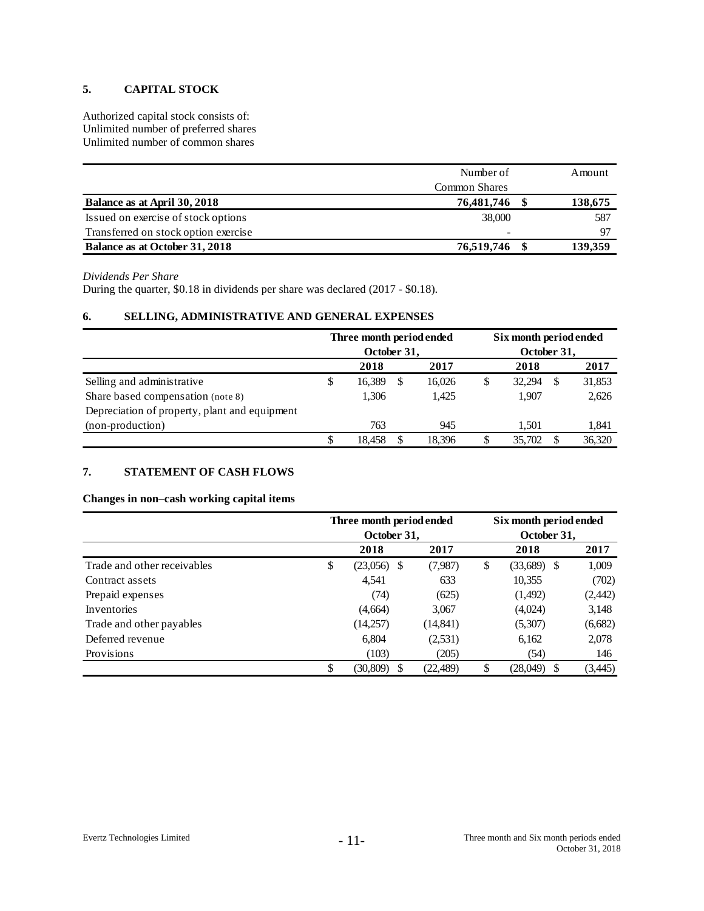## 5. CAPITAL STOCK

Authorized capital stock consists of:
Unlimited number of preferred shares
Unlimited number of common shares

| | Number of Common Shares | Amount |
|---|---|---|
| **Balance as at April 30, 2018** | **76,481,746** | **$ 138,675** |
| Issued on exercise of stock options | 38,000 | 587 |
| Transferred on stock option exercise | - | 97 |
| **Balance as at October 31, 2018** | **76,519,746** | **$ 139,359** |

*Dividends Per Share*
During the quarter, $0.18 in dividends per share was declared (2017 - $0.18).

## 6. SELLING, ADMINISTRATIVE AND GENERAL EXPENSES

| | Three month period ended October 31, | | Six month period ended October 31, | |
|---|---|---|---|---|
| | **2018** | **2017** | **2018** | **2017** |
| Selling and administrative | $ 16,389 | $ 16,026 | $ 32,294 | $ 31,853 |
| Share based compensation (note 8) | 1,306 | 1,425 | 1,907 | 2,626 |
| Depreciation of property, plant and equipment (non-production) | 763 | 945 | 1,501 | 1,841 |
| | $ 18,458 | $ 18,396 | $ 35,702 | $ 36,320 |

## 7. STATEMENT OF CASH FLOWS

**Changes in non–cash working capital items**

| | Three month period ended October 31, | | Six month period ended October 31, | |
|---|---|---|---|---|
| | **2018** | **2017** | **2018** | **2017** |
| Trade and other receivables | $ (23,056) | $ (7,987) | $ (33,689) | $ 1,009 |
| Contract assets | 4,541 | 633 | 10,355 | (702) |
| Prepaid expenses | (74) | (625) | (1,492) | (2,442) |
| Inventories | (4,664) | 3,067 | (4,024) | 3,148 |
| Trade and other payables | (14,257) | (14,841) | (5,307) | (6,682) |
| Deferred revenue | 6,804 | (2,531) | 6,162 | 2,078 |
| Provisions | (103) | (205) | (54) | 146 |
| | $ (30,809) | $ (22,489) | $ (28,049) | $ (3,445) |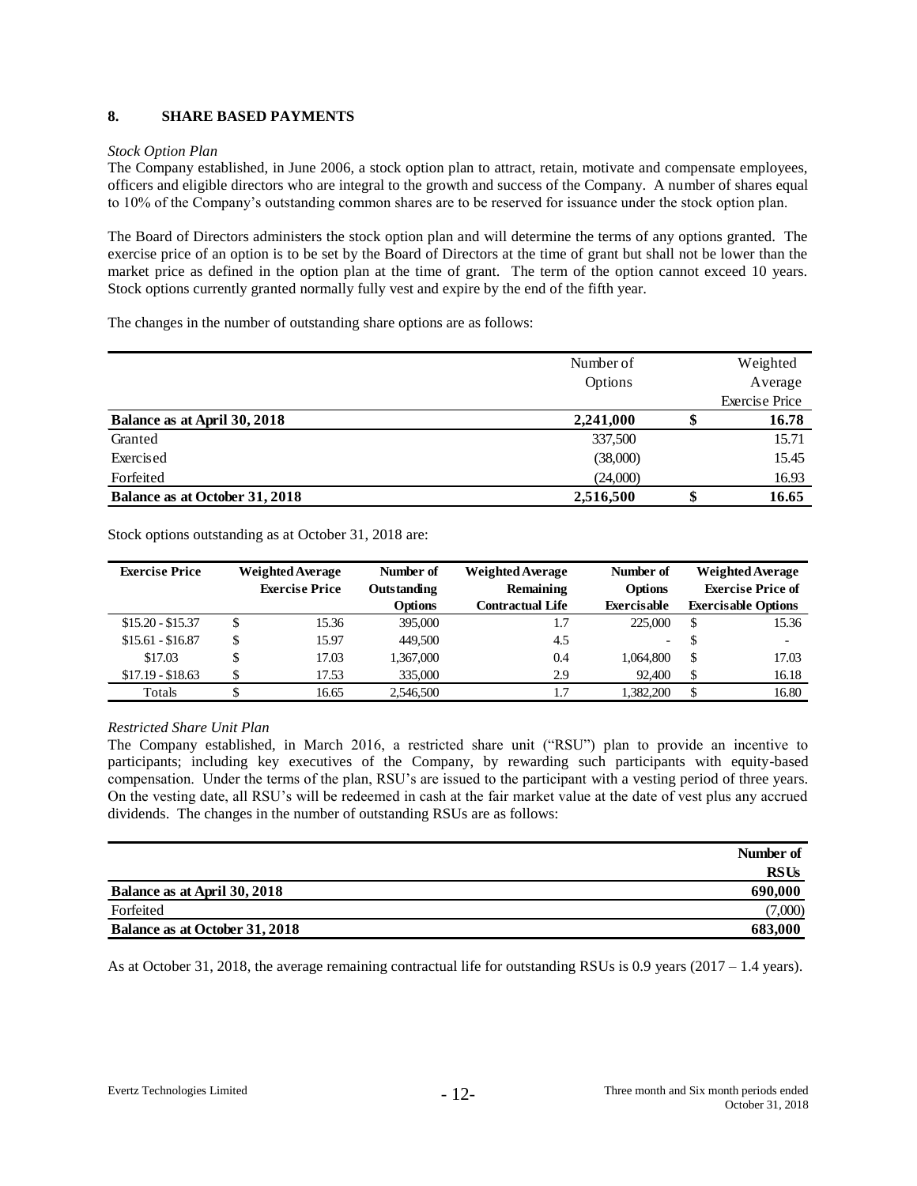## 8. SHARE BASED PAYMENTS

*Stock Option Plan*

The Company established, in June 2006, a stock option plan to attract, retain, motivate and compensate employees, officers and eligible directors who are integral to the growth and success of the Company. A number of shares equal to 10% of the Company's outstanding common shares are to be reserved for issuance under the stock option plan.

The Board of Directors administers the stock option plan and will determine the terms of any options granted. The exercise price of an option is to be set by the Board of Directors at the time of grant but shall not be lower than the market price as defined in the option plan at the time of grant. The term of the option cannot exceed 10 years. Stock options currently granted normally fully vest and expire by the end of the fifth year.

The changes in the number of outstanding share options are as follows:

| | Number of Options | Weighted Average Exercise Price |
|---|---|---|
| **Balance as at April 30, 2018** | **2,241,000** | **$ 16.78** |
| Granted | 337,500 | 15.71 |
| Exercised | (38,000) | 15.45 |
| Forfeited | (24,000) | 16.93 |
| **Balance as at October 31, 2018** | **2,516,500** | **$ 16.65** |

Stock options outstanding as at October 31, 2018 are:

| Exercise Price | Weighted Average Exercise Price | Number of Outstanding Options | Weighted Average Remaining Contractual Life | Number of Options Exercisable | Weighted Average Exercise Price of Exercisable Options |
|---|---|---|---|---|---|
| $15.20 - $15.37 | $ 15.36 | 395,000 | 1.7 | 225,000 | $ 15.36 |
| $15.61 - $16.87 | $ 15.97 | 449,500 | 4.5 | - | $ - |
| $17.03 | $ 17.03 | 1,367,000 | 0.4 | 1,064,800 | $ 17.03 |
| $17.19 - $18.63 | $ 17.53 | 335,000 | 2.9 | 92,400 | $ 16.18 |
| Totals | $ 16.65 | 2,546,500 | 1.7 | 1,382,200 | $ 16.80 |

*Restricted Share Unit Plan*

The Company established, in March 2016, a restricted share unit ("RSU") plan to provide an incentive to participants; including key executives of the Company, by rewarding such participants with equity-based compensation. Under the terms of the plan, RSU's are issued to the participant with a vesting period of three years. On the vesting date, all RSU's will be redeemed in cash at the fair market value at the date of vest plus any accrued dividends. The changes in the number of outstanding RSUs are as follows:

| | Number of RSUs |
|---|---|
| **Balance as at April 30, 2018** | **690,000** |
| Forfeited | (7,000) |
| **Balance as at October 31, 2018** | **683,000** |

As at October 31, 2018, the average remaining contractual life for outstanding RSUs is 0.9 years (2017 – 1.4 years).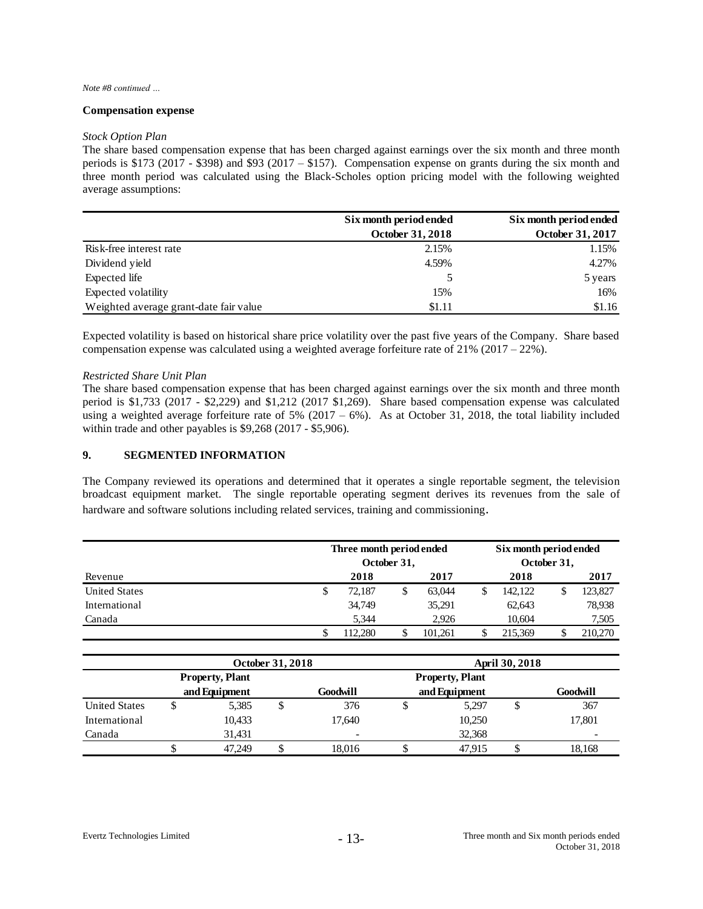*Note #8 continued …*

**Compensation expense**

*Stock Option Plan*

The share based compensation expense that has been charged against earnings over the six month and three month periods is $173 (2017 - $398) and $93 (2017 – $157). Compensation expense on grants during the six month and three month period was calculated using the Black-Scholes option pricing model with the following weighted average assumptions:

| | Six month period ended October 31, 2018 | Six month period ended October 31, 2017 |
|---|---|---|
| Risk-free interest rate | 2.15% | 1.15% |
| Dividend yield | 4.59% | 4.27% |
| Expected life | 5 | 5 years |
| Expected volatility | 15% | 16% |
| Weighted average grant-date fair value | $1.11 | $1.16 |

Expected volatility is based on historical share price volatility over the past five years of the Company. Share based compensation expense was calculated using a weighted average forfeiture rate of 21% (2017 – 22%).

*Restricted Share Unit Plan*

The share based compensation expense that has been charged against earnings over the six month and three month period is $1,733 (2017 - $2,229) and $1,212 (2017 $1,269). Share based compensation expense was calculated using a weighted average forfeiture rate of 5% (2017 – 6%). As at October 31, 2018, the total liability included within trade and other payables is $9,268 (2017 - $5,906).

## 9. SEGMENTED INFORMATION

The Company reviewed its operations and determined that it operates a single reportable segment, the television broadcast equipment market. The single reportable operating segment derives its revenues from the sale of hardware and software solutions including related services, training and commissioning.

| | Three month period ended October 31, | | Six month period ended October 31, | |
|---|---|---|---|---|
| Revenue | 2018 | 2017 | 2018 | 2017 |
| United States | $ 72,187 | $ 63,044 | $ 142,122 | $ 123,827 |
| International | 34,749 | 35,291 | 62,643 | 78,938 |
| Canada | 5,344 | 2,926 | 10,604 | 7,505 |
| | $ 112,280 | $ 101,261 | $ 215,369 | $ 210,270 |

| | October 31, 2018 | | April 30, 2018 | |
|---|---|---|---|---|
| | Property, Plant and Equipment | Goodwill | Property, Plant and Equipment | Goodwill |
| United States | $ 5,385 | $ 376 | $ 5,297 | $ 367 |
| International | 10,433 | 17,640 | 10,250 | 17,801 |
| Canada | 31,431 | - | 32,368 | - |
| | $ 47,249 | $ 18,016 | $ 47,915 | $ 18,168 |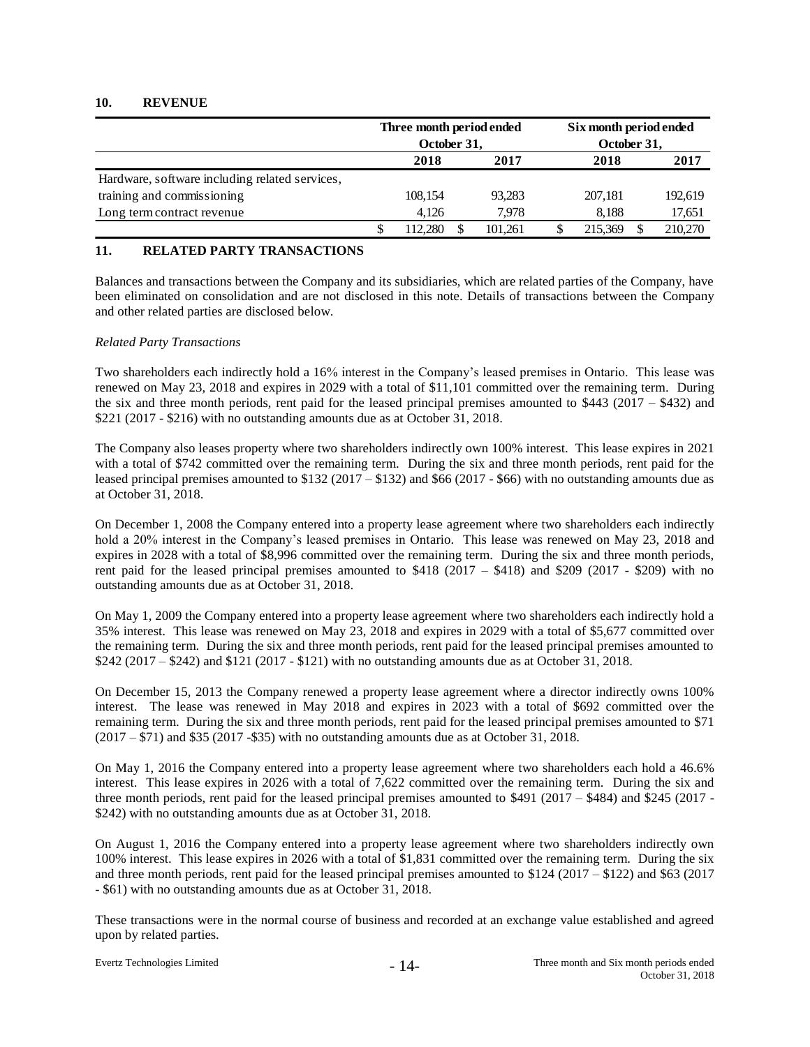## 10. REVENUE

| | Three month period ended October 31, | | Six month period ended October 31, | |
|---|---|---|---|---|
| | 2018 | 2017 | 2018 | 2017 |
| Hardware, software including related services, training and commissioning | 108,154 | 93,283 | 207,181 | 192,619 |
| Long term contract revenue | 4,126 | 7,978 | 8,188 | 17,651 |
| | $ 112,280 | $ 101,261 | $ 215,369 | $ 210,270 |

## 11. RELATED PARTY TRANSACTIONS

Balances and transactions between the Company and its subsidiaries, which are related parties of the Company, have been eliminated on consolidation and are not disclosed in this note. Details of transactions between the Company and other related parties are disclosed below.

*Related Party Transactions*

Two shareholders each indirectly hold a 16% interest in the Company's leased premises in Ontario. This lease was renewed on May 23, 2018 and expires in 2029 with a total of $11,101 committed over the remaining term. During the six and three month periods, rent paid for the leased principal premises amounted to $443 (2017 – $432) and $221 (2017 - $216) with no outstanding amounts due as at October 31, 2018.

The Company also leases property where two shareholders indirectly own 100% interest. This lease expires in 2021 with a total of $742 committed over the remaining term. During the six and three month periods, rent paid for the leased principal premises amounted to $132 (2017 – $132) and $66 (2017 - $66) with no outstanding amounts due as at October 31, 2018.

On December 1, 2008 the Company entered into a property lease agreement where two shareholders each indirectly hold a 20% interest in the Company's leased premises in Ontario. This lease was renewed on May 23, 2018 and expires in 2028 with a total of $8,996 committed over the remaining term. During the six and three month periods, rent paid for the leased principal premises amounted to $418 (2017 – $418) and $209 (2017 - $209) with no outstanding amounts due as at October 31, 2018.

On May 1, 2009 the Company entered into a property lease agreement where two shareholders each indirectly hold a 35% interest. This lease was renewed on May 23, 2018 and expires in 2029 with a total of $5,677 committed over the remaining term. During the six and three month periods, rent paid for the leased principal premises amounted to $242 (2017 – $242) and $121 (2017 - $121) with no outstanding amounts due as at October 31, 2018.

On December 15, 2013 the Company renewed a property lease agreement where a director indirectly owns 100% interest. The lease was renewed in May 2018 and expires in 2023 with a total of $692 committed over the remaining term. During the six and three month periods, rent paid for the leased principal premises amounted to $71 (2017 – $71) and $35 (2017 -$35) with no outstanding amounts due as at October 31, 2018.

On May 1, 2016 the Company entered into a property lease agreement where two shareholders each hold a 46.6% interest. This lease expires in 2026 with a total of 7,622 committed over the remaining term. During the six and three month periods, rent paid for the leased principal premises amounted to $491 (2017 – $484) and $245 (2017 - $242) with no outstanding amounts due as at October 31, 2018.

On August 1, 2016 the Company entered into a property lease agreement where two shareholders indirectly own 100% interest. This lease expires in 2026 with a total of $1,831 committed over the remaining term. During the six and three month periods, rent paid for the leased principal premises amounted to $124 (2017 – $122) and $63 (2017 - $61) with no outstanding amounts due as at October 31, 2018.

These transactions were in the normal course of business and recorded at an exchange value established and agreed upon by related parties.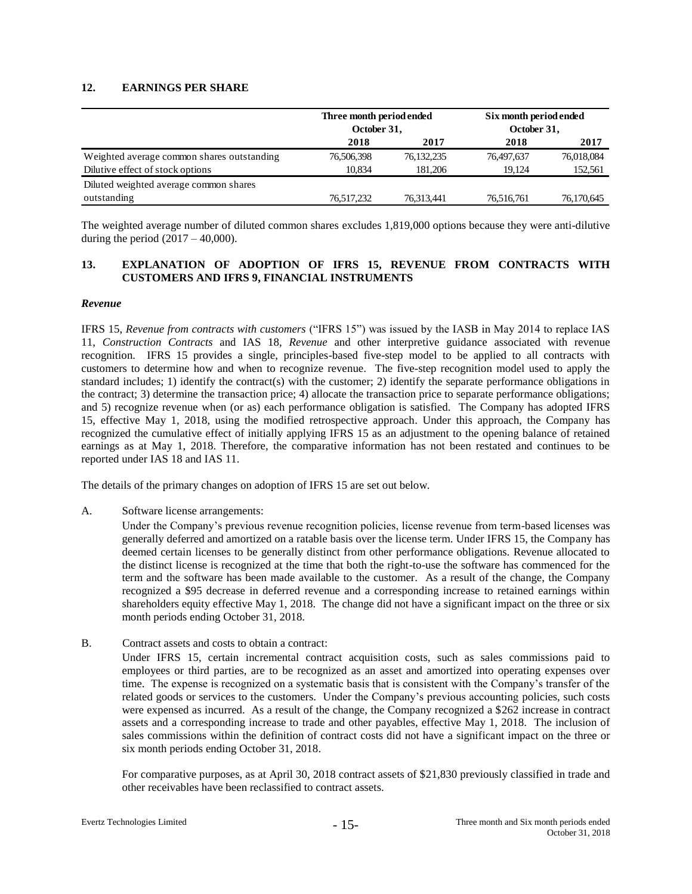## 12. EARNINGS PER SHARE

| | Three month period ended October 31, | | Six month period ended October 31, | |
|---|---|---|---|---|
| | 2018 | 2017 | 2018 | 2017 |
| Weighted average common shares outstanding | 76,506,398 | 76,132,235 | 76,497,637 | 76,018,084 |
| Dilutive effect of stock options | 10,834 | 181,206 | 19,124 | 152,561 |
| Diluted weighted average common shares outstanding | 76,517,232 | 76,313,441 | 76,516,761 | 76,170,645 |

The weighted average number of diluted common shares excludes 1,819,000 options because they were anti-dilutive during the period (2017 – 40,000).

## 13. EXPLANATION OF ADOPTION OF IFRS 15, REVENUE FROM CONTRACTS WITH CUSTOMERS AND IFRS 9, FINANCIAL INSTRUMENTS

### *Revenue*

IFRS 15, *Revenue from contracts with customers* ("IFRS 15") was issued by the IASB in May 2014 to replace IAS 11, *Construction Contracts* and IAS 18, *Revenue* and other interpretive guidance associated with revenue recognition. IFRS 15 provides a single, principles-based five-step model to be applied to all contracts with customers to determine how and when to recognize revenue. The five-step recognition model used to apply the standard includes; 1) identify the contract(s) with the customer; 2) identify the separate performance obligations in the contract; 3) determine the transaction price; 4) allocate the transaction price to separate performance obligations; and 5) recognize revenue when (or as) each performance obligation is satisfied. The Company has adopted IFRS 15, effective May 1, 2018, using the modified retrospective approach. Under this approach, the Company has recognized the cumulative effect of initially applying IFRS 15 as an adjustment to the opening balance of retained earnings as at May 1, 2018. Therefore, the comparative information has not been restated and continues to be reported under IAS 18 and IAS 11.

The details of the primary changes on adoption of IFRS 15 are set out below.

A. Software license arrangements:

   Under the Company's previous revenue recognition policies, license revenue from term-based licenses was generally deferred and amortized on a ratable basis over the license term. Under IFRS 15, the Company has deemed certain licenses to be generally distinct from other performance obligations. Revenue allocated to the distinct license is recognized at the time that both the right-to-use the software has commenced for the term and the software has been made available to the customer. As a result of the change, the Company recognized a $95 decrease in deferred revenue and a corresponding increase to retained earnings within shareholders equity effective May 1, 2018. The change did not have a significant impact on the three or six month periods ending October 31, 2018.

B. Contract assets and costs to obtain a contract:

   Under IFRS 15, certain incremental contract acquisition costs, such as sales commissions paid to employees or third parties, are to be recognized as an asset and amortized into operating expenses over time. The expense is recognized on a systematic basis that is consistent with the Company's transfer of the related goods or services to the customers. Under the Company's previous accounting policies, such costs were expensed as incurred. As a result of the change, the Company recognized a $262 increase in contract assets and a corresponding increase to trade and other payables, effective May 1, 2018. The inclusion of sales commissions within the definition of contract costs did not have a significant impact on the three or six month periods ending October 31, 2018.

   For comparative purposes, as at April 30, 2018 contract assets of $21,830 previously classified in trade and other receivables have been reclassified to contract assets.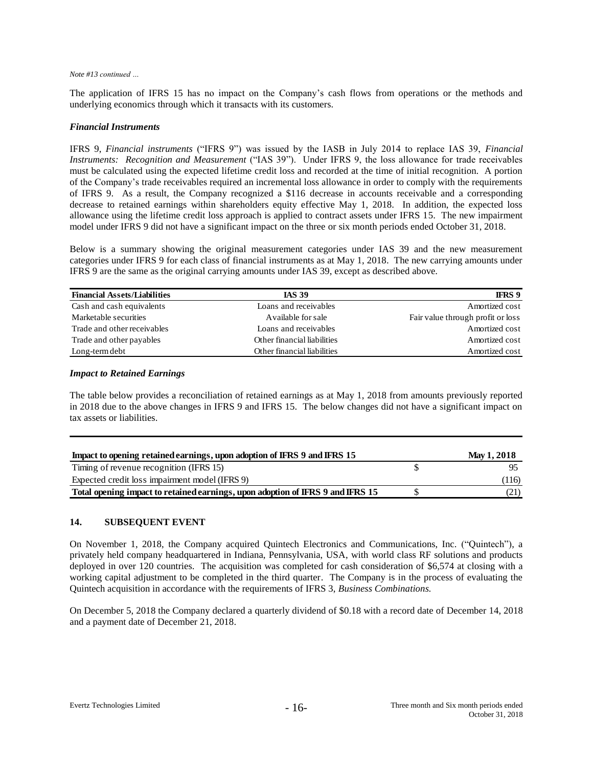*Note #13 continued …*

The application of IFRS 15 has no impact on the Company's cash flows from operations or the methods and underlying economics through which it transacts with its customers.

### *Financial Instruments*

IFRS 9, *Financial instruments* ("IFRS 9") was issued by the IASB in July 2014 to replace IAS 39, *Financial Instruments: Recognition and Measurement* ("IAS 39"). Under IFRS 9, the loss allowance for trade receivables must be calculated using the expected lifetime credit loss and recorded at the time of initial recognition. A portion of the Company's trade receivables required an incremental loss allowance in order to comply with the requirements of IFRS 9. As a result, the Company recognized a $116 decrease in accounts receivable and a corresponding decrease to retained earnings within shareholders equity effective May 1, 2018. In addition, the expected loss allowance using the lifetime credit loss approach is applied to contract assets under IFRS 15. The new impairment model under IFRS 9 did not have a significant impact on the three or six month periods ended October 31, 2018.

Below is a summary showing the original measurement categories under IAS 39 and the new measurement categories under IFRS 9 for each class of financial instruments as at May 1, 2018. The new carrying amounts under IFRS 9 are the same as the original carrying amounts under IAS 39, except as described above.

| **Financial Assets/Liabilities** | **IAS 39** | **IFRS 9** |
|---|---|---|
| Cash and cash equivalents | Loans and receivables | Amortized cost |
| Marketable securities | Available for sale | Fair value through profit or loss |
| Trade and other receivables | Loans and receivables | Amortized cost |
| Trade and other payables | Other financial liabilities | Amortized cost |
| Long-term debt | Other financial liabilities | Amortized cost |

### *Impact to Retained Earnings*

The table below provides a reconciliation of retained earnings as at May 1, 2018 from amounts previously reported in 2018 due to the above changes in IFRS 9 and IFRS 15. The below changes did not have a significant impact on tax assets or liabilities.

| **Impact to opening retained earnings, upon adoption of IFRS 9 and IFRS 15** | | **May 1, 2018** |
|---|---|---|
| Timing of revenue recognition (IFRS 15) | $ | 95 |
| Expected credit loss impairment model (IFRS 9) | | (116) |
| **Total opening impact to retained earnings, upon adoption of IFRS 9 and IFRS 15** | $ | (21) |

## 14. SUBSEQUENT EVENT

On November 1, 2018, the Company acquired Quintech Electronics and Communications, Inc. ("Quintech"), a privately held company headquartered in Indiana, Pennsylvania, USA, with world class RF solutions and products deployed in over 120 countries. The acquisition was completed for cash consideration of $6,574 at closing with a working capital adjustment to be completed in the third quarter. The Company is in the process of evaluating the Quintech acquisition in accordance with the requirements of IFRS 3, *Business Combinations.*

On December 5, 2018 the Company declared a quarterly dividend of $0.18 with a record date of December 14, 2018 and a payment date of December 21, 2018.